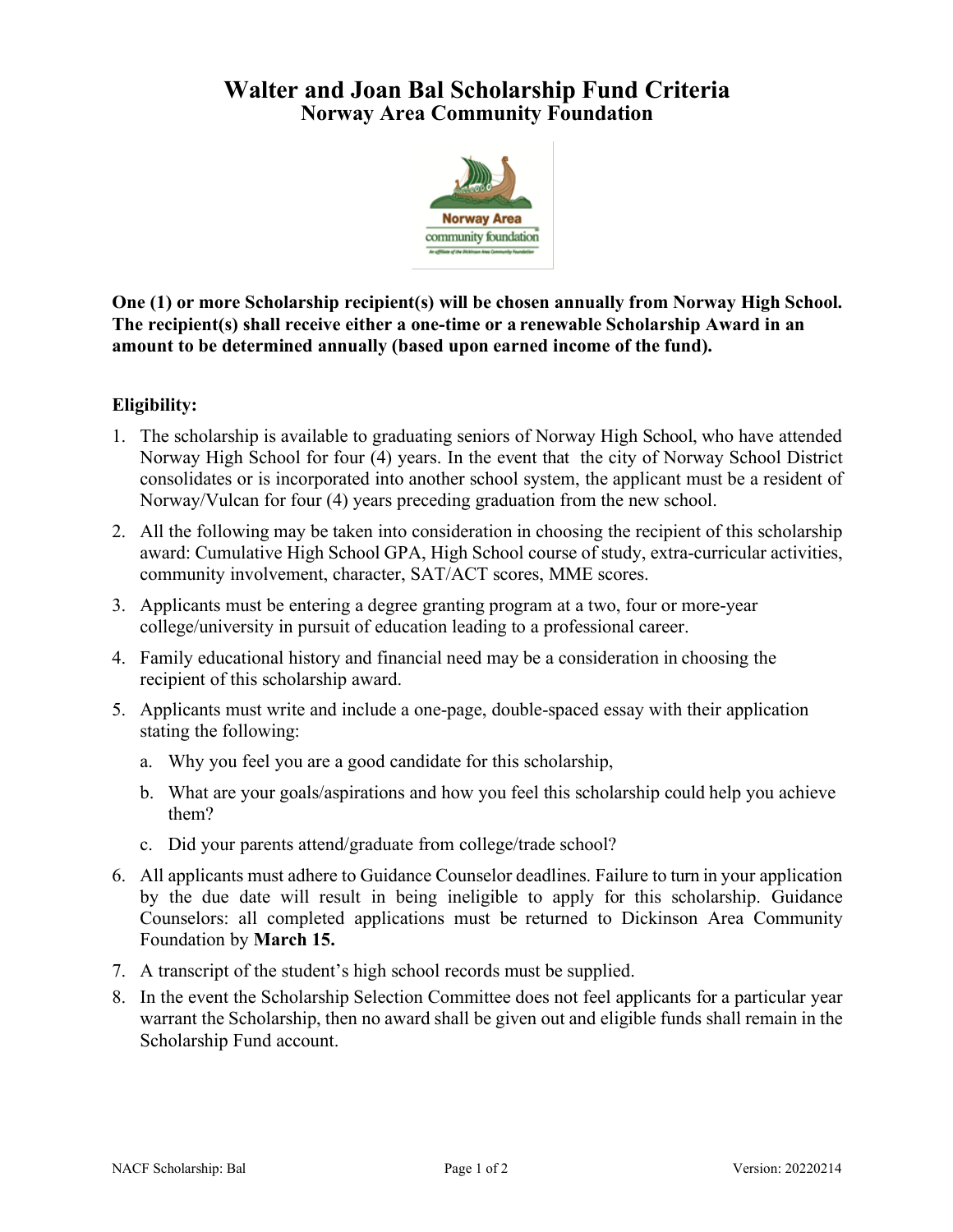# Walter and Joan Bal Scholarship Fund Criteria
## Norway Area Community Foundation

**One (1) or more Scholarship recipient(s) will be chosen annually from Norway High School. The recipient(s) shall receive either a one-time or a renewable Scholarship Award in an amount to be determined annually (based upon earned income of the fund).**

**Eligibility:**

1. The scholarship is available to graduating seniors of Norway High School, who have attended Norway High School for four (4) years. In the event that the city of Norway School District consolidates or is incorporated into another school system, the applicant must be a resident of Norway/Vulcan for four (4) years preceding graduation from the new school.
2. All the following may be taken into consideration in choosing the recipient of this scholarship award: Cumulative High School GPA, High School course of study, extra-curricular activities, community involvement, character, SAT/ACT scores, MME scores.
3. Applicants must be entering a degree granting program at a two, four or more-year college/university in pursuit of education leading to a professional career.
4. Family educational history and financial need may be a consideration in choosing the recipient of this scholarship award.
5. Applicants must write and include a one-page, double-spaced essay with their application stating the following:
   a. Why you feel you are a good candidate for this scholarship,
   b. What are your goals/aspirations and how you feel this scholarship could help you achieve them?
   c. Did your parents attend/graduate from college/trade school?
6. All applicants must adhere to Guidance Counselor deadlines. Failure to turn in your application by the due date will result in being ineligible to apply for this scholarship. Guidance Counselors: all completed applications must be returned to Dickinson Area Community Foundation by **March 15.**
7. A transcript of the student's high school records must be supplied.
8. In the event the Scholarship Selection Committee does not feel applicants for a particular year warrant the Scholarship, then no award shall be given out and eligible funds shall remain in the Scholarship Fund account.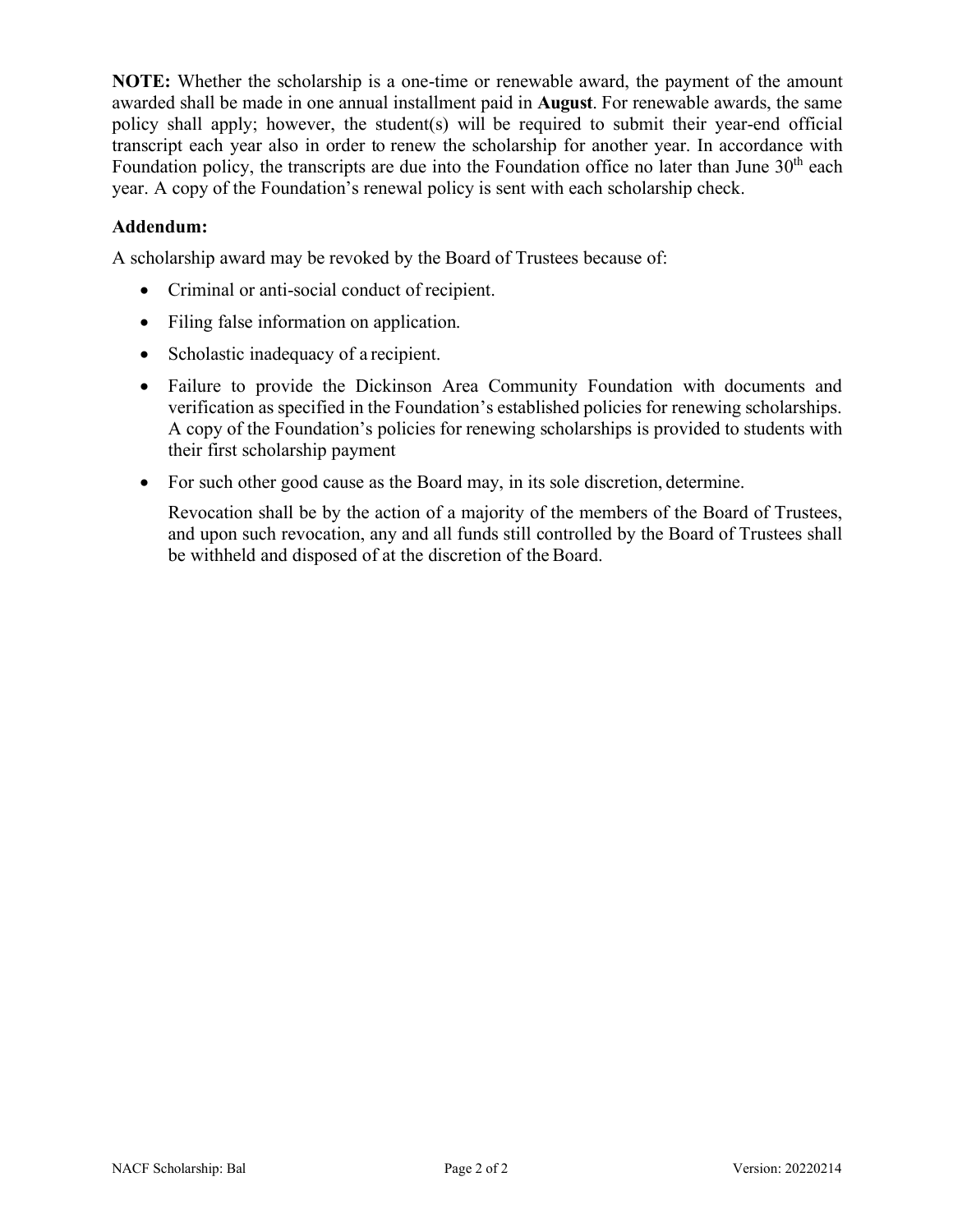**NOTE:** Whether the scholarship is a one-time or renewable award, the payment of the amount awarded shall be made in one annual installment paid in **August**. For renewable awards, the same policy shall apply; however, the student(s) will be required to submit their year-end official transcript each year also in order to renew the scholarship for another year. In accordance with Foundation policy, the transcripts are due into the Foundation office no later than June 30th each year. A copy of the Foundation's renewal policy is sent with each scholarship check.

### Addendum:

A scholarship award may be revoked by the Board of Trustees because of:

- Criminal or anti-social conduct of recipient.
- Filing false information on application.
- Scholastic inadequacy of a recipient.
- Failure to provide the Dickinson Area Community Foundation with documents and verification as specified in the Foundation's established policies for renewing scholarships. A copy of the Foundation's policies for renewing scholarships is provided to students with their first scholarship payment
- For such other good cause as the Board may, in its sole discretion, determine.

  Revocation shall be by the action of a majority of the members of the Board of Trustees, and upon such revocation, any and all funds still controlled by the Board of Trustees shall be withheld and disposed of at the discretion of the Board.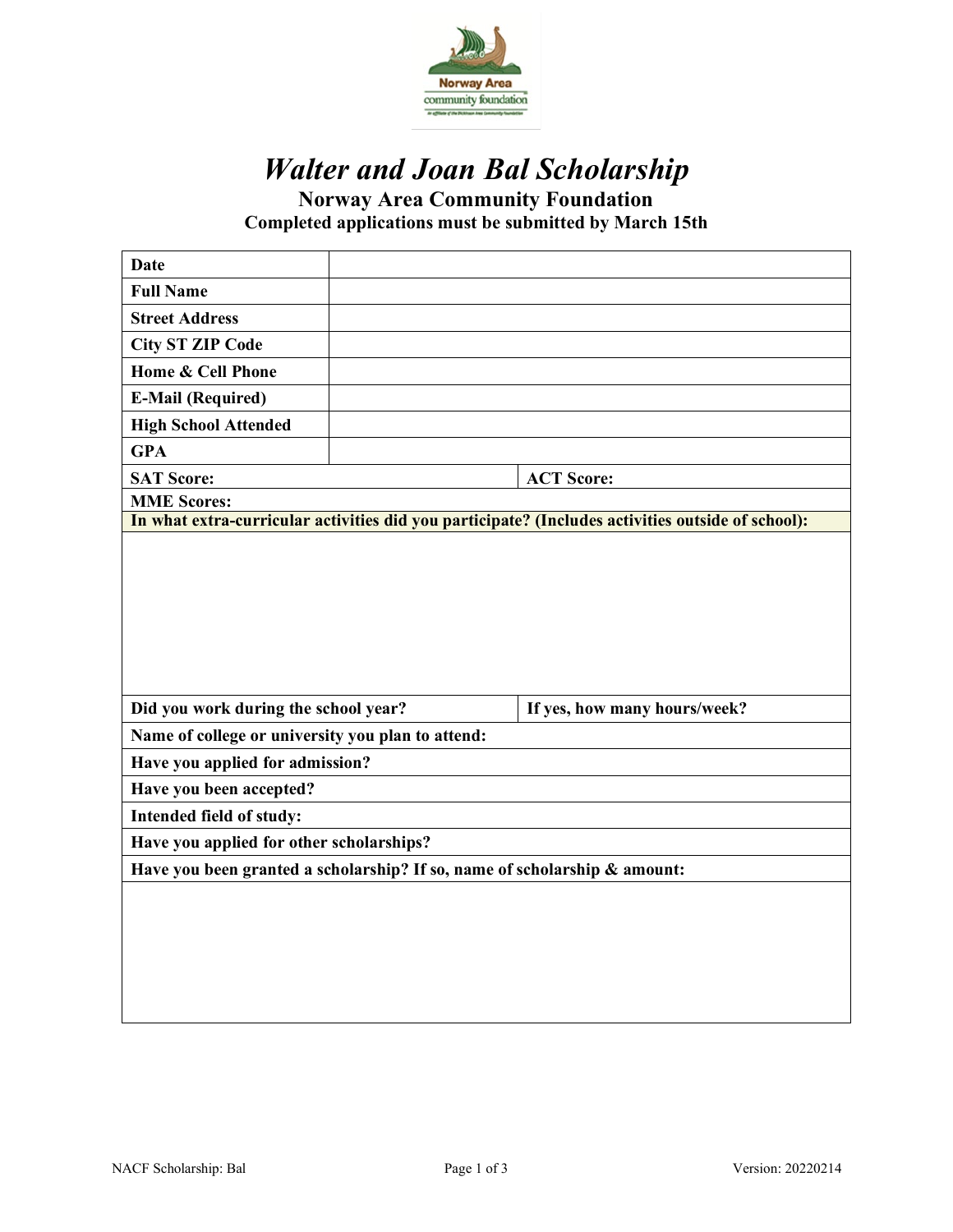# *Walter and Joan Bal Scholarship*

## Norway Area Community Foundation

### Completed applications must be submitted by March 15th

| **Date** | |
|---|---|
| **Full Name** | |
| **Street Address** | |
| **City ST ZIP Code** | |
| **Home & Cell Phone** | |
| **E-Mail (Required)** | |
| **High School Attended** | |
| **GPA** | |

| **SAT Score:** | **ACT Score:** |
|---|---|
| **MME Scores:** | |

**In what extra-curricular activities did you participate? (Includes activities outside of school):**

| **Did you work during the school year?** | **If yes, how many hours/week?** |
|---|---|

**Name of college or university you plan to attend:**

**Have you applied for admission?**

**Have you been accepted?**

**Intended field of study:**

**Have you applied for other scholarships?**

**Have you been granted a scholarship? If so, name of scholarship & amount:**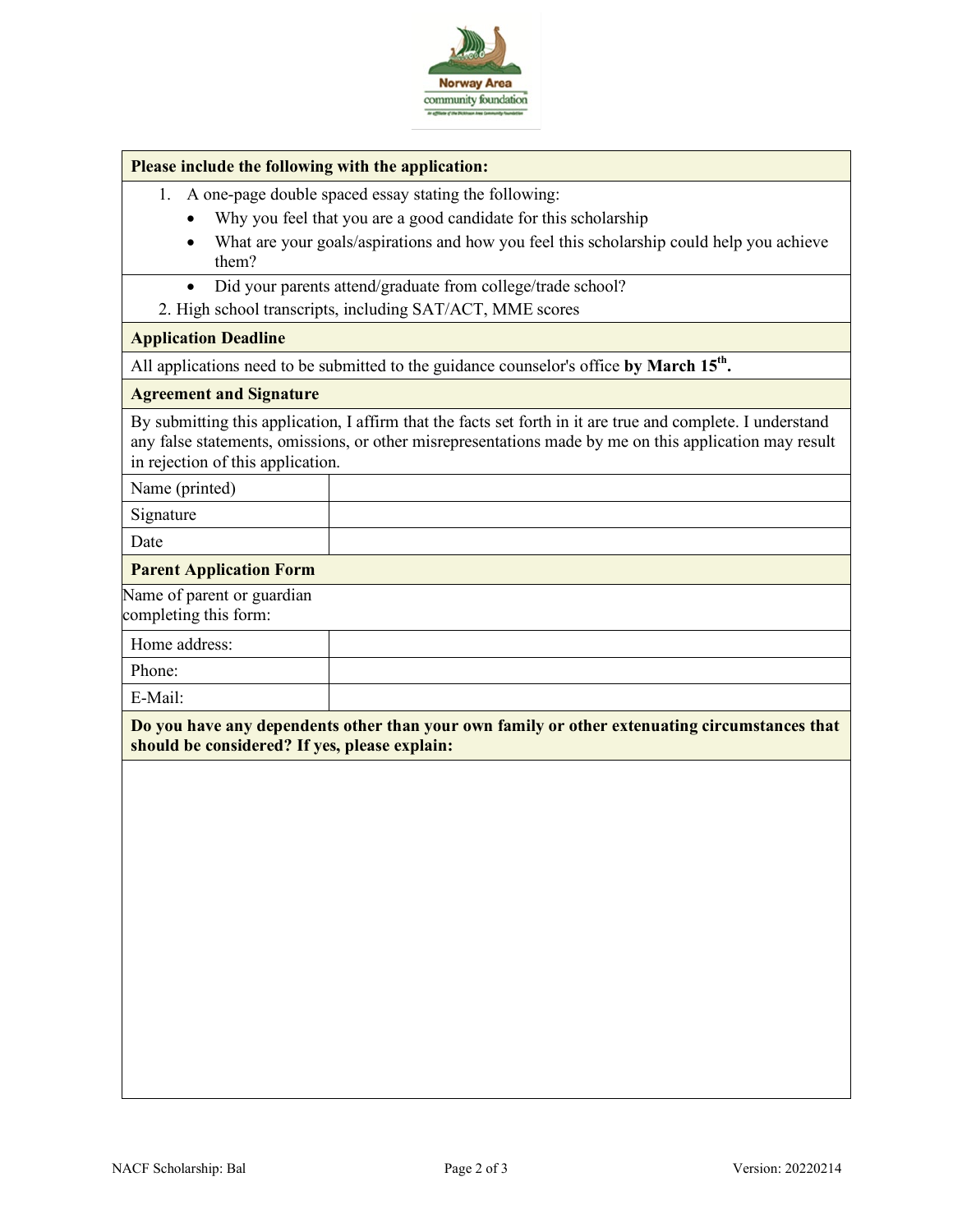| Please include the following with the application: | |
|---|---|
| 1. A one-page double spaced essay stating the following:<br>• Why you feel that you are a good candidate for this scholarship<br>• What are your goals/aspirations and how you feel this scholarship could help you achieve them? | |
| • Did your parents attend/graduate from college/trade school?<br>2. High school transcripts, including SAT/ACT, MME scores | |
| **Application Deadline** | |
| All applications need to be submitted to the guidance counselor's office **by March 15th.** | |
| **Agreement and Signature** | |
| By submitting this application, I affirm that the facts set forth in it are true and complete. I understand any false statements, omissions, or other misrepresentations made by me on this application may result in rejection of this application. | |
| Name (printed) | |
| Signature | |
| Date | |

| Parent Application Form | |
|---|---|
| Name of parent or guardian completing this form: | |
| Home address: | |
| Phone: | |
| E-Mail: | |

**Do you have any dependents other than your own family or other extenuating circumstances that should be considered? If yes, please explain:**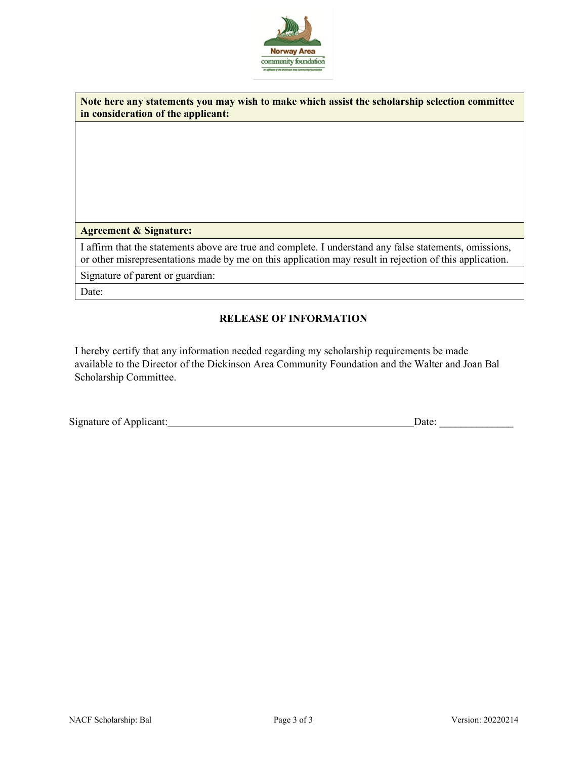| **Note here any statements you may wish to make which assist the scholarship selection committee in consideration of the applicant:** |
| --- |
| |
| **Agreement & Signature:** |
| I affirm that the statements above are true and complete. I understand any false statements, omissions, or other misrepresentations made by me on this application may result in rejection of this application. |
| Signature of parent or guardian: |
| Date: |

## RELEASE OF INFORMATION

I hereby certify that any information needed regarding my scholarship requirements be made available to the Director of the Dickinson Area Community Foundation and the Walter and Joan Bal Scholarship Committee.

Signature of Applicant:_________________________________________________Date: ______________